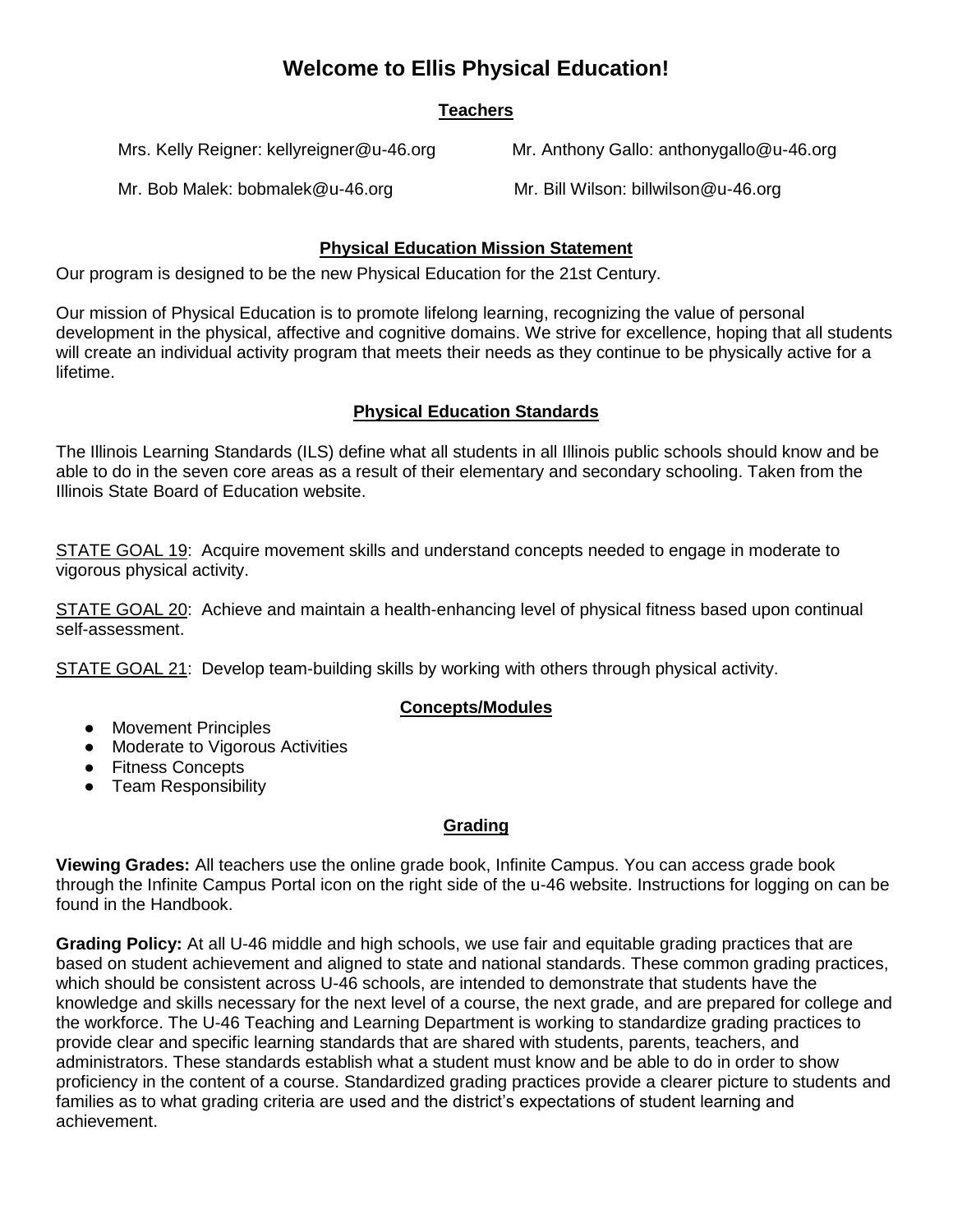# Welcome to Ellis Physical Education!

## Teachers

Mrs. Kelly Reigner: kellyreigner@u-46.org

Mr. Anthony Gallo: anthonygallo@u-46.org

Mr. Bob Malek: bobmalek@u-46.org

Mr. Bill Wilson: billwilson@u-46.org

## Physical Education Mission Statement

Our program is designed to be the new Physical Education for the 21st Century.

Our mission of Physical Education is to promote lifelong learning, recognizing the value of personal development in the physical, affective and cognitive domains. We strive for excellence, hoping that all students will create an individual activity program that meets their needs as they continue to be physically active for a lifetime.

## Physical Education Standards

The Illinois Learning Standards (ILS) define what all students in all Illinois public schools should know and be able to do in the seven core areas as a result of their elementary and secondary schooling. Taken from the Illinois State Board of Education website.

STATE GOAL 19: Acquire movement skills and understand concepts needed to engage in moderate to vigorous physical activity.

STATE GOAL 20: Achieve and maintain a health-enhancing level of physical fitness based upon continual self-assessment.

STATE GOAL 21: Develop team-building skills by working with others through physical activity.

## Concepts/Modules

- Movement Principles
- Moderate to Vigorous Activities
- Fitness Concepts
- Team Responsibility

## Grading

**Viewing Grades:** All teachers use the online grade book, Infinite Campus. You can access grade book through the Infinite Campus Portal icon on the right side of the u-46 website. Instructions for logging on can be found in the Handbook.

**Grading Policy:** At all U-46 middle and high schools, we use fair and equitable grading practices that are based on student achievement and aligned to state and national standards. These common grading practices, which should be consistent across U-46 schools, are intended to demonstrate that students have the knowledge and skills necessary for the next level of a course, the next grade, and are prepared for college and the workforce. The U-46 Teaching and Learning Department is working to standardize grading practices to provide clear and specific learning standards that are shared with students, parents, teachers, and administrators. These standards establish what a student must know and be able to do in order to show proficiency in the content of a course. Standardized grading practices provide a clearer picture to students and families as to what grading criteria are used and the district's expectations of student learning and achievement.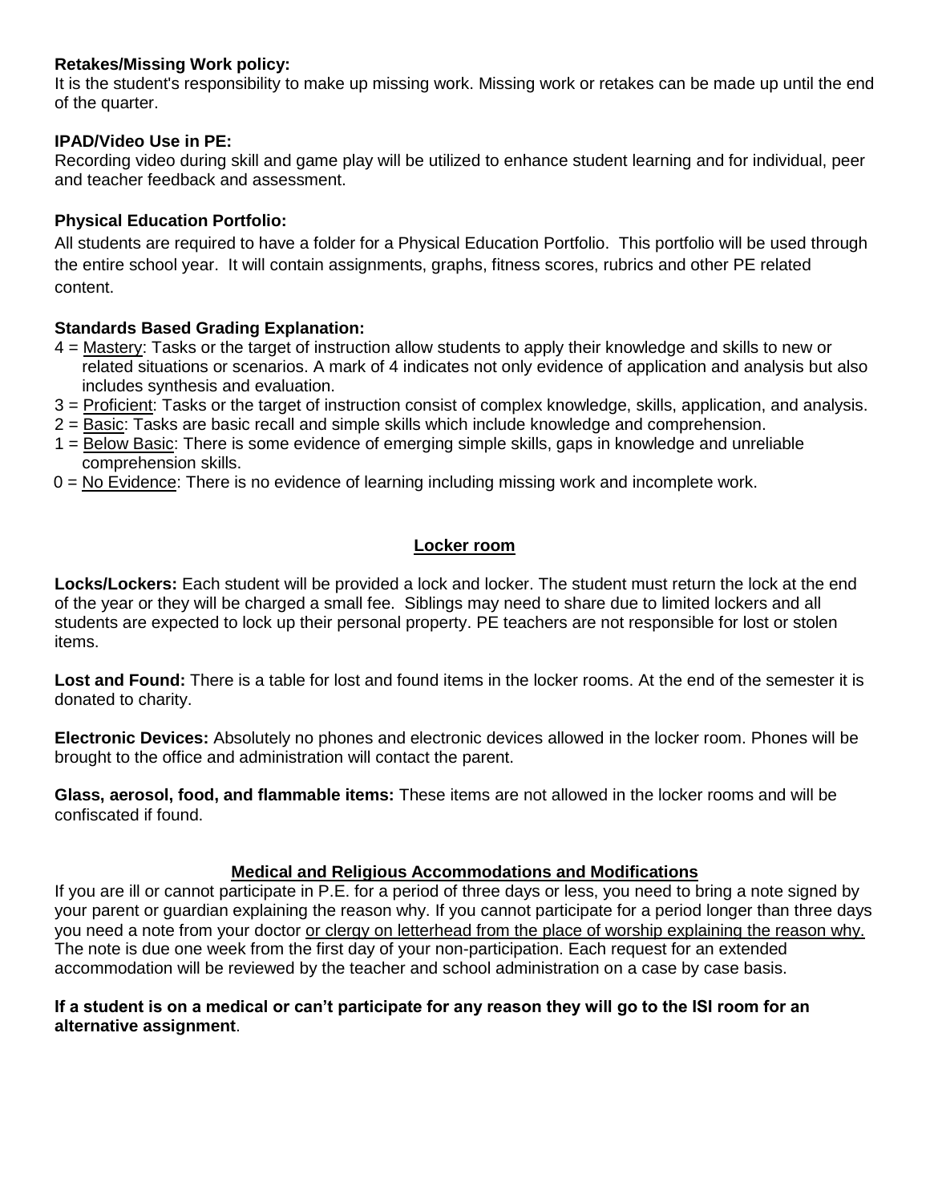**Retakes/Missing Work policy:**
It is the student's responsibility to make up missing work. Missing work or retakes can be made up until the end of the quarter.

**IPAD/Video Use in PE:**
Recording video during skill and game play will be utilized to enhance student learning and for individual, peer and teacher feedback and assessment.

**Physical Education Portfolio:**
All students are required to have a folder for a Physical Education Portfolio. This portfolio will be used through the entire school year. It will contain assignments, graphs, fitness scores, rubrics and other PE related content.

**Standards Based Grading Explanation:**

- 4 = <u>Mastery</u>: Tasks or the target of instruction allow students to apply their knowledge and skills to new or related situations or scenarios. A mark of 4 indicates not only evidence of application and analysis but also includes synthesis and evaluation.
- 3 = <u>Proficient</u>: Tasks or the target of instruction consist of complex knowledge, skills, application, and analysis.
- 2 = <u>Basic</u>: Tasks are basic recall and simple skills which include knowledge and comprehension.
- 1 = <u>Below Basic</u>: There is some evidence of emerging simple skills, gaps in knowledge and unreliable comprehension skills.
- 0 = <u>No Evidence</u>: There is no evidence of learning including missing work and incomplete work.

## <u>Locker room</u>

**Locks/Lockers:** Each student will be provided a lock and locker. The student must return the lock at the end of the year or they will be charged a small fee. Siblings may need to share due to limited lockers and all students are expected to lock up their personal property. PE teachers are not responsible for lost or stolen items.

**Lost and Found:** There is a table for lost and found items in the locker rooms. At the end of the semester it is donated to charity.

**Electronic Devices:** Absolutely no phones and electronic devices allowed in the locker room. Phones will be brought to the office and administration will contact the parent.

**Glass, aerosol, food, and flammable items:** These items are not allowed in the locker rooms and will be confiscated if found.

## <u>Medical and Religious Accommodations and Modifications</u>

If you are ill or cannot participate in P.E. for a period of three days or less, you need to bring a note signed by your parent or guardian explaining the reason why. If you cannot participate for a period longer than three days you need a note from your doctor <u>or clergy on letterhead from the place of worship explaining the reason why.</u> The note is due one week from the first day of your non-participation. Each request for an extended accommodation will be reviewed by the teacher and school administration on a case by case basis.

**If a student is on a medical or can't participate for any reason they will go to the ISI room for an alternative assignment**.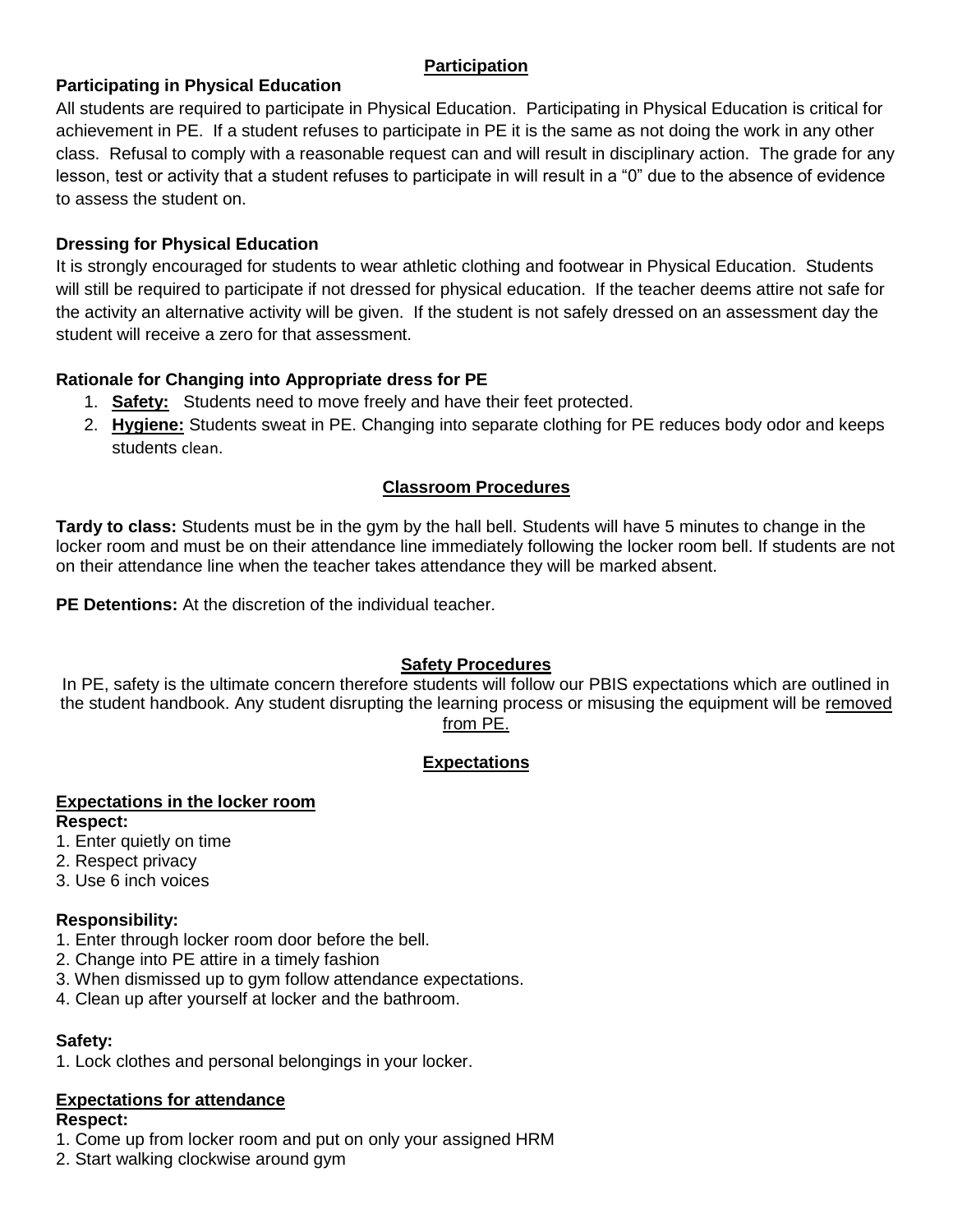## Participation

### Participating in Physical Education

All students are required to participate in Physical Education. Participating in Physical Education is critical for achievement in PE. If a student refuses to participate in PE it is the same as not doing the work in any other class. Refusal to comply with a reasonable request can and will result in disciplinary action. The grade for any lesson, test or activity that a student refuses to participate in will result in a "0" due to the absence of evidence to assess the student on.

### Dressing for Physical Education

It is strongly encouraged for students to wear athletic clothing and footwear in Physical Education. Students will still be required to participate if not dressed for physical education. If the teacher deems attire not safe for the activity an alternative activity will be given. If the student is not safely dressed on an assessment day the student will receive a zero for that assessment.

### Rationale for Changing into Appropriate dress for PE

1. **Safety:** Students need to move freely and have their feet protected.
2. **Hygiene:** Students sweat in PE. Changing into separate clothing for PE reduces body odor and keeps students clean.

## Classroom Procedures

**Tardy to class:** Students must be in the gym by the hall bell. Students will have 5 minutes to change in the locker room and must be on their attendance line immediately following the locker room bell. If students are not on their attendance line when the teacher takes attendance they will be marked absent.

**PE Detentions:** At the discretion of the individual teacher.

## Safety Procedures

In PE, safety is the ultimate concern therefore students will follow our PBIS expectations which are outlined in the student handbook. Any student disrupting the learning process or misusing the equipment will be removed from PE.

## Expectations

### Expectations in the locker room

**Respect:**

1. Enter quietly on time
2. Respect privacy
3. Use 6 inch voices

**Responsibility:**

1. Enter through locker room door before the bell.
2. Change into PE attire in a timely fashion
3. When dismissed up to gym follow attendance expectations.
4. Clean up after yourself at locker and the bathroom.

**Safety:**

1. Lock clothes and personal belongings in your locker.

### Expectations for attendance

**Respect:**

1. Come up from locker room and put on only your assigned HRM
2. Start walking clockwise around gym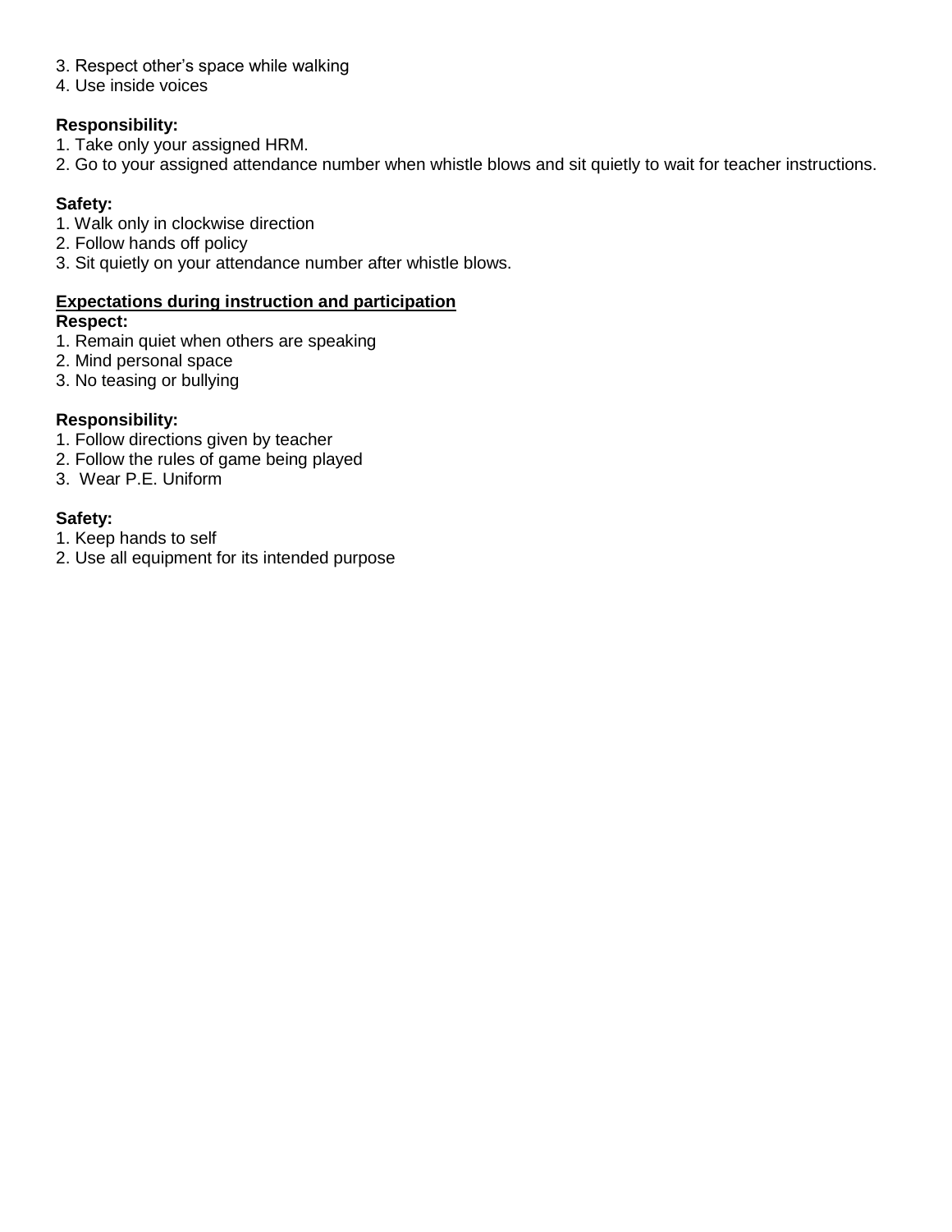3. Respect other's space while walking
4. Use inside voices

**Responsibility:**

1. Take only your assigned HRM.
2. Go to your assigned attendance number when whistle blows and sit quietly to wait for teacher instructions.

**Safety:**

1. Walk only in clockwise direction
2. Follow hands off policy
3. Sit quietly on your attendance number after whistle blows.

<u>**Expectations during instruction and participation**</u>

**Respect:**

1. Remain quiet when others are speaking
2. Mind personal space
3. No teasing or bullying

**Responsibility:**

1. Follow directions given by teacher
2. Follow the rules of game being played
3. Wear P.E. Uniform

**Safety:**

1. Keep hands to self
2. Use all equipment for its intended purpose